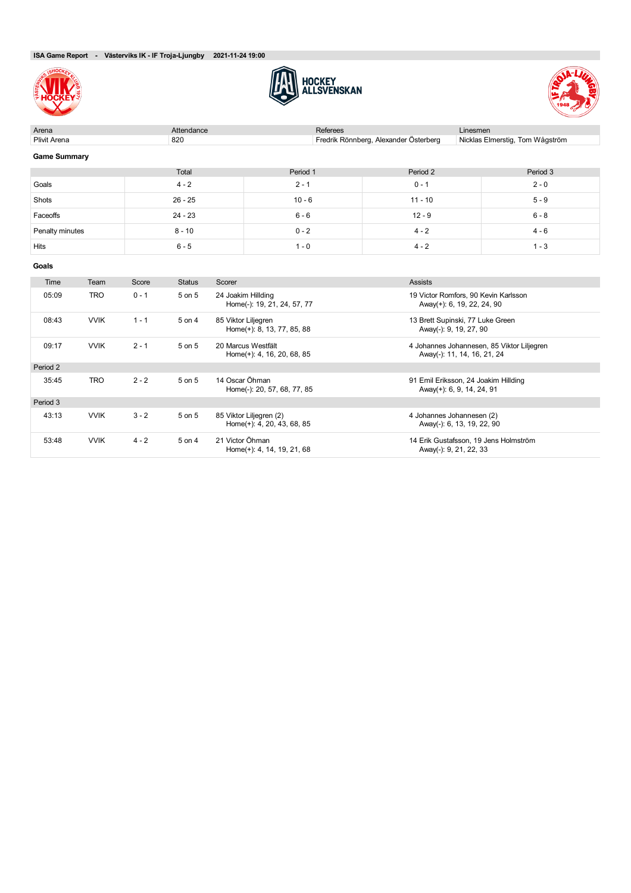**ISA Game Report - Västerviks IK - IF Troja-Ljungby 2021-11-24 19:00**

HOCKEY ALLSVENSKAN

| Arena | Attendance | Referees | Linesmen |
| --- | --- | --- | --- |
| Plivit Arena | 820 | Fredrik Rönnberg, Alexander Österberg | Nicklas Elmerstig, Tom Wågström |

### Game Summary

| | Total | Period 1 | Period 2 | Period 3 |
| --- | --- | --- | --- | --- |
| Goals | 4 - 2 | 2 - 1 | 0 - 1 | 2 - 0 |
| Shots | 26 - 25 | 10 - 6 | 11 - 10 | 5 - 9 |
| Faceoffs | 24 - 23 | 6 - 6 | 12 - 9 | 6 - 8 |
| Penalty minutes | 8 - 10 | 0 - 2 | 4 - 2 | 4 - 6 |
| Hits | 6 - 5 | 1 - 0 | 4 - 2 | 1 - 3 |

### Goals

| Time | Team | Score | Status | Scorer | Assists |
| --- | --- | --- | --- | --- | --- |
| 05:09 | TRO | 0 - 1 | 5 on 5 | 24 Joakim Hillding<br>Home(-): 19, 21, 24, 57, 77 | 19 Victor Romfors, 90 Kevin Karlsson<br>Away(+): 6, 19, 22, 24, 90 |
| 08:43 | VVIK | 1 - 1 | 5 on 4 | 85 Viktor Liljegren<br>Home(+): 8, 13, 77, 85, 88 | 13 Brett Supinski, 77 Luke Green<br>Away(-): 9, 19, 27, 90 |
| 09:17 | VVIK | 2 - 1 | 5 on 5 | 20 Marcus Westfält<br>Home(+): 4, 16, 20, 68, 85 | 4 Johannes Johannesen, 85 Viktor Liljegren<br>Away(-): 11, 14, 16, 21, 24 |
| Period 2 | | | | | |
| 35:45 | TRO | 2 - 2 | 5 on 5 | 14 Oscar Öhman<br>Home(-): 20, 57, 68, 77, 85 | 91 Emil Eriksson, 24 Joakim Hillding<br>Away(+): 6, 9, 14, 24, 91 |
| Period 3 | | | | | |
| 43:13 | VVIK | 3 - 2 | 5 on 5 | 85 Viktor Liljegren (2)<br>Home(+): 4, 20, 43, 68, 85 | 4 Johannes Johannesen (2)<br>Away(-): 6, 13, 19, 22, 90 |
| 53:48 | VVIK | 4 - 2 | 5 on 4 | 21 Victor Öhman<br>Home(+): 4, 14, 19, 21, 68 | 14 Erik Gustafsson, 19 Jens Holmström<br>Away(-): 9, 21, 22, 33 |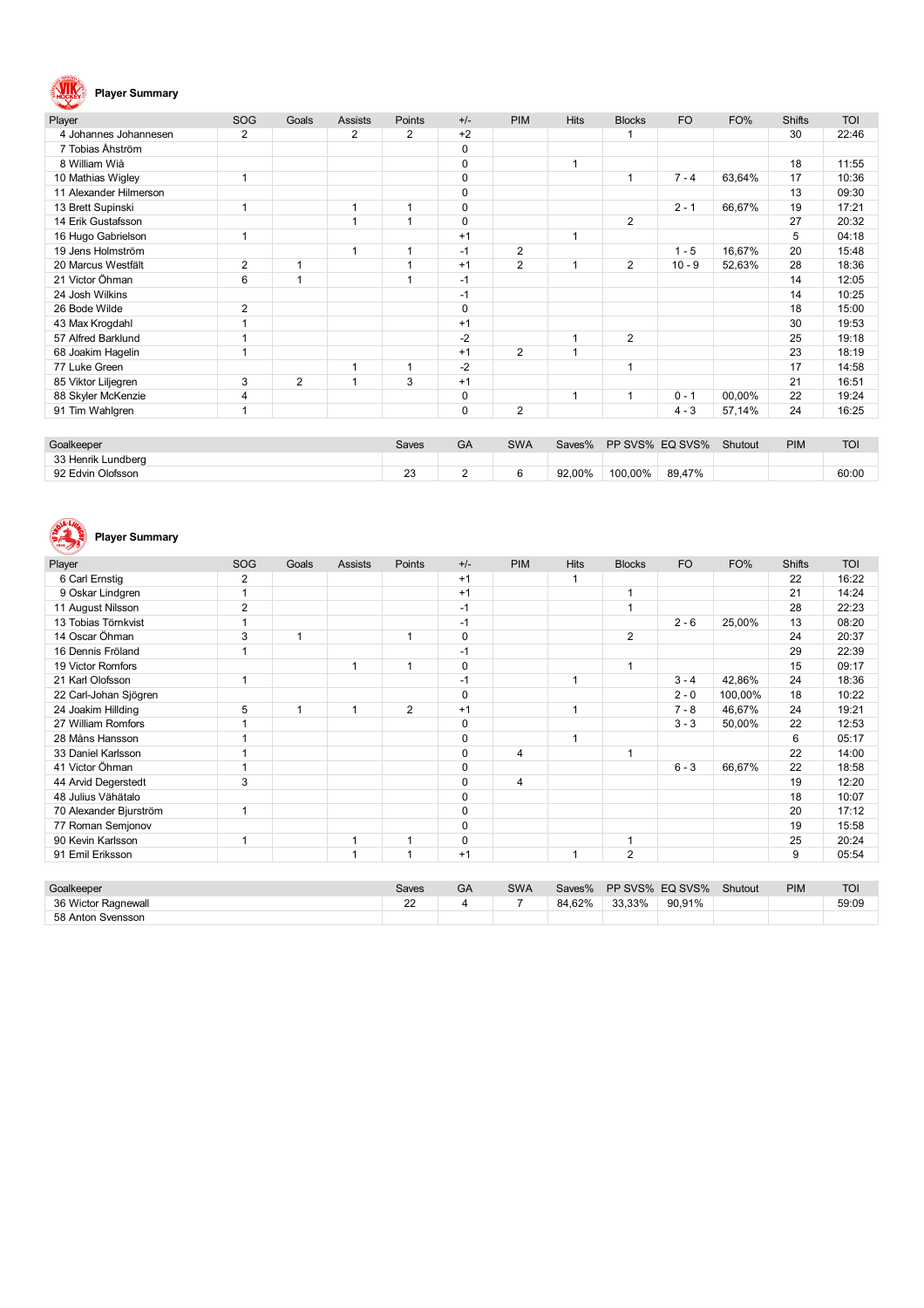## Player Summary

| Player | SOG | Goals | Assists | Points | +/- | PIM | Hits | Blocks | FO | FO% | Shifts | TOI |
|---|---|---|---|---|---|---|---|---|---|---|---|---|
| 4 Johannes Johannesen | 2 | | 2 | 2 | +2 | | | 1 | | | 30 | 22:46 |
| 7 Tobias Åhström | | | | | 0 | | | | | | | |
| 8 William Wiå | | | | | 0 | | 1 | | | | 18 | 11:55 |
| 10 Mathias Wigley | 1 | | | | 0 | | | 1 | 7 - 4 | 63,64% | 17 | 10:36 |
| 11 Alexander Hilmerson | | | | | 0 | | | | | | 13 | 09:30 |
| 13 Brett Supinski | 1 | | 1 | 1 | 0 | | | | 2 - 1 | 66,67% | 19 | 17:21 |
| 14 Erik Gustafsson | | | 1 | 1 | 0 | | | 2 | | | 27 | 20:32 |
| 16 Hugo Gabrielson | 1 | | | | +1 | | 1 | | | | 5 | 04:18 |
| 19 Jens Holmström | | | 1 | 1 | -1 | 2 | | | 1 - 5 | 16,67% | 20 | 15:48 |
| 20 Marcus Westfält | 2 | 1 | | 1 | +1 | 2 | 1 | 2 | 10 - 9 | 52,63% | 28 | 18:36 |
| 21 Victor Öhman | 6 | 1 | | 1 | -1 | | | | | | 14 | 12:05 |
| 24 Josh Wilkins | | | | | -1 | | | | | | 14 | 10:25 |
| 26 Bode Wilde | 2 | | | | 0 | | | | | | 18 | 15:00 |
| 43 Max Krogdahl | 1 | | | | +1 | | | | | | 30 | 19:53 |
| 57 Alfred Barklund | 1 | | | | -2 | | 1 | 2 | | | 25 | 19:18 |
| 68 Joakim Hagelin | 1 | | | | +1 | 2 | 1 | | | | 23 | 18:19 |
| 77 Luke Green | | | 1 | 1 | -2 | | | 1 | | | 17 | 14:58 |
| 85 Viktor Liljegren | 3 | 2 | 1 | 3 | +1 | | | | | | 21 | 16:51 |
| 88 Skyler McKenzie | 4 | | | | 0 | | 1 | 1 | 0 - 1 | 00,00% | 22 | 19:24 |
| 91 Tim Wahlgren | 1 | | | | 0 | 2 | | | 4 - 3 | 57,14% | 24 | 16:25 |

| Goalkeeper | Saves | GA | SWA | Saves% | PP SVS% | EQ SVS% | Shutout | PIM | TOI |
|---|---|---|---|---|---|---|---|---|---|
| 33 Henrik Lundberg | | | | | | | | | |
| 92 Edvin Olofsson | 23 | 2 | 6 | 92,00% | 100,00% | 89,47% | | | 60:00 |

## Player Summary

| Player | SOG | Goals | Assists | Points | +/- | PIM | Hits | Blocks | FO | FO% | Shifts | TOI |
|---|---|---|---|---|---|---|---|---|---|---|---|---|
| 6 Carl Ernstig | 2 | | | | +1 | | 1 | | | | 22 | 16:22 |
| 9 Oskar Lindgren | 1 | | | | +1 | | | 1 | | | 21 | 14:24 |
| 11 August Nilsson | 2 | | | | -1 | | | 1 | | | 28 | 22:23 |
| 13 Tobias Törnkvist | 1 | | | | -1 | | | | 2 - 6 | 25,00% | 13 | 08:20 |
| 14 Oscar Öhman | 3 | 1 | | 1 | 0 | | | 2 | | | 24 | 20:37 |
| 16 Dennis Fröland | 1 | | | | -1 | | | | | | 29 | 22:39 |
| 19 Victor Romfors | | | 1 | 1 | 0 | | | 1 | | | 15 | 09:17 |
| 21 Karl Olofsson | 1 | | | | -1 | | 1 | | 3 - 4 | 42,86% | 24 | 18:36 |
| 22 Carl-Johan Sjögren | | | | | 0 | | | | 2 - 0 | 100,00% | 18 | 10:22 |
| 24 Joakim Hillding | 5 | 1 | 1 | 2 | +1 | | 1 | | 7 - 8 | 46,67% | 24 | 19:21 |
| 27 William Romfors | 1 | | | | 0 | | | | 3 - 3 | 50,00% | 22 | 12:53 |
| 28 Måns Hansson | 1 | | | | 0 | | 1 | | | | 6 | 05:17 |
| 33 Daniel Karlsson | 1 | | | | 0 | 4 | | 1 | | | 22 | 14:00 |
| 41 Victor Öhman | 1 | | | | 0 | | | | 6 - 3 | 66,67% | 22 | 18:58 |
| 44 Arvid Degerstedt | 3 | | | | 0 | 4 | | | | | 19 | 12:20 |
| 48 Julius Vähätalo | | | | | 0 | | | | | | 18 | 10:07 |
| 70 Alexander Bjurström | 1 | | | | 0 | | | | | | 20 | 17:12 |
| 77 Roman Semjonov | | | | | 0 | | | | | | 19 | 15:58 |
| 90 Kevin Karlsson | 1 | | 1 | 1 | 0 | | | 1 | | | 25 | 20:24 |
| 91 Emil Eriksson | | | 1 | 1 | +1 | | 1 | 2 | | | 9 | 05:54 |

| Goalkeeper | Saves | GA | SWA | Saves% | PP SVS% | EQ SVS% | Shutout | PIM | TOI |
|---|---|---|---|---|---|---|---|---|---|
| 36 Wictor Ragnewall | 22 | 4 | 7 | 84,62% | 33,33% | 90,91% | | | 59:09 |
| 58 Anton Svensson | | | | | | | | | |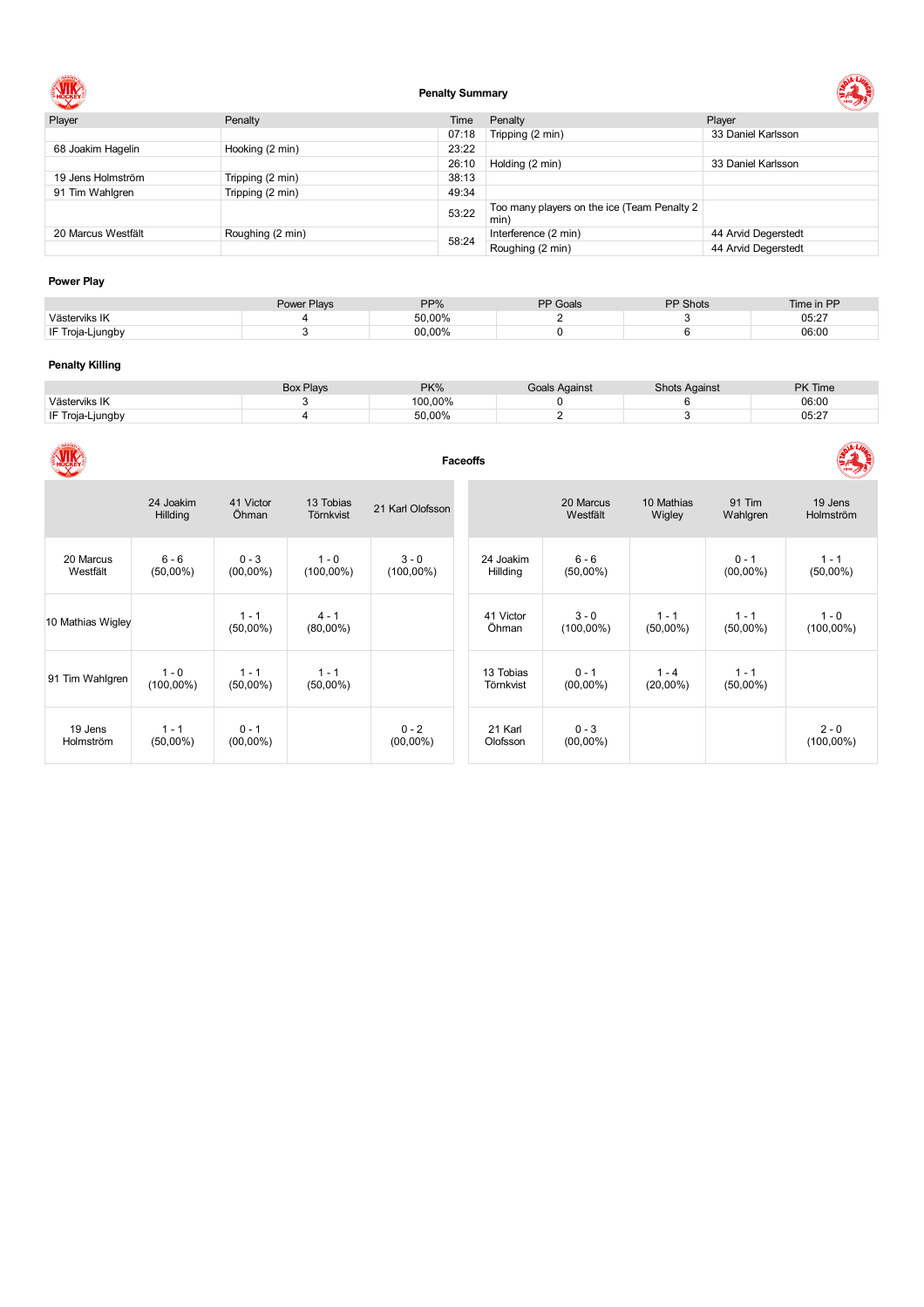## Penalty Summary

| Player | Penalty | Time | Penalty | Player |
|---|---|---|---|---|
| | | 07:18 | Tripping (2 min) | 33 Daniel Karlsson |
| 68 Joakim Hagelin | Hooking (2 min) | 23:22 | | |
| | | 26:10 | Holding (2 min) | 33 Daniel Karlsson |
| 19 Jens Holmström | Tripping (2 min) | 38:13 | | |
| 91 Tim Wahlgren | Tripping (2 min) | 49:34 | | |
| | | 53:22 | Too many players on the ice (Team Penalty 2 min) | |
| 20 Marcus Westfält | Roughing (2 min) | 58:24 | Interference (2 min) | 44 Arvid Degerstedt |
| | | | Roughing (2 min) | 44 Arvid Degerstedt |

### Power Play

| | Power Plays | PP% | PP Goals | PP Shots | Time in PP |
|---|---|---|---|---|---|
| Västerviks IK | 4 | 50,00% | 2 | 3 | 05:27 |
| IF Troja-Ljungby | 3 | 00,00% | 0 | 6 | 06:00 |

### Penalty Killing

| | Box Plays | PK% | Goals Against | Shots Against | PK Time |
|---|---|---|---|---|---|
| Västerviks IK | 3 | 100,00% | 0 | 6 | 06:00 |
| IF Troja-Ljungby | 4 | 50,00% | 2 | 3 | 05:27 |

## Faceoffs

| | 24 Joakim Hillding | 41 Victor Öhman | 13 Tobias Törnkvist | 21 Karl Olofsson |
|---|---|---|---|---|
| 20 Marcus Westfält | 6 - 6 (50,00%) | 0 - 3 (00,00%) | 1 - 0 (100,00%) | 3 - 0 (100,00%) |
| 10 Mathias Wigley | | 1 - 1 (50,00%) | 4 - 1 (80,00%) | |
| 91 Tim Wahlgren | 1 - 0 (100,00%) | 1 - 1 (50,00%) | 1 - 1 (50,00%) | |
| 19 Jens Holmström | 1 - 1 (50,00%) | 0 - 1 (00,00%) | | 0 - 2 (00,00%) |

| | 20 Marcus Westfält | 10 Mathias Wigley | 91 Tim Wahlgren | 19 Jens Holmström |
|---|---|---|---|---|
| 24 Joakim Hillding | 6 - 6 (50,00%) | | 0 - 1 (00,00%) | 1 - 1 (50,00%) |
| 41 Victor Öhman | 3 - 0 (100,00%) | 1 - 1 (50,00%) | 1 - 1 (50,00%) | 1 - 0 (100,00%) |
| 13 Tobias Törnkvist | 0 - 1 (00,00%) | 1 - 4 (20,00%) | 1 - 1 (50,00%) | |
| 21 Karl Olofsson | 0 - 3 (00,00%) | | | 2 - 0 (100,00%) |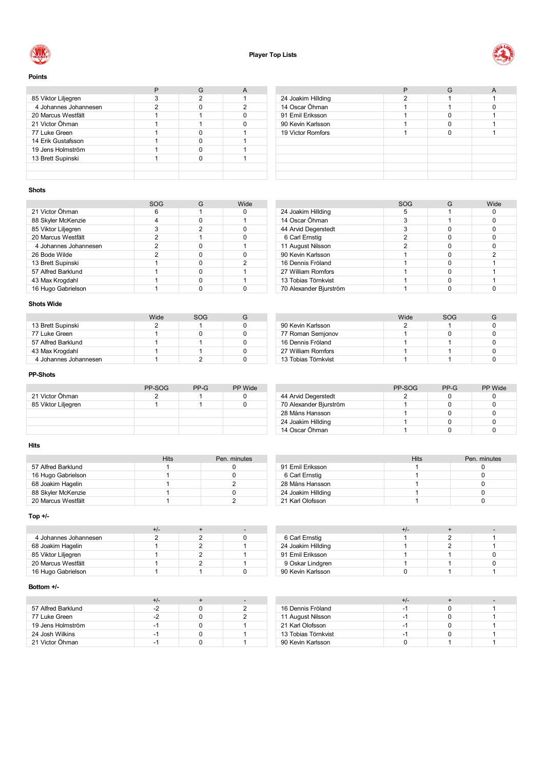# Player Top Lists

### Points

| | P | G | A |
|---|---|---|---|
| 85 Viktor Liljegren | 3 | 2 | 1 |
| 4 Johannes Johannesen | 2 | 0 | 2 |
| 20 Marcus Westfält | 1 | 1 | 0 |
| 21 Victor Öhman | 1 | 1 | 0 |
| 77 Luke Green | 1 | 0 | 1 |
| 14 Erik Gustafsson | 1 | 0 | 1 |
| 19 Jens Holmström | 1 | 0 | 1 |
| 13 Brett Supinski | 1 | 0 | 1 |

| | P | G | A |
|---|---|---|---|
| 24 Joakim Hillding | 2 | 1 | 1 |
| 14 Oscar Öhman | 1 | 1 | 0 |
| 91 Emil Eriksson | 1 | 0 | 1 |
| 90 Kevin Karlsson | 1 | 0 | 1 |
| 19 Victor Romfors | 1 | 0 | 1 |

### Shots

| | SOG | G | Wide |
|---|---|---|---|
| 21 Victor Öhman | 6 | 1 | 0 |
| 88 Skyler McKenzie | 4 | 0 | 1 |
| 85 Viktor Liljegren | 3 | 2 | 0 |
| 20 Marcus Westfält | 2 | 1 | 0 |
| 4 Johannes Johannesen | 2 | 0 | 1 |
| 26 Bode Wilde | 2 | 0 | 0 |
| 13 Brett Supinski | 1 | 0 | 2 |
| 57 Alfred Barklund | 1 | 0 | 1 |
| 43 Max Krogdahl | 1 | 0 | 1 |
| 16 Hugo Gabrielson | 1 | 0 | 0 |

| | SOG | G | Wide |
|---|---|---|---|
| 24 Joakim Hillding | 5 | 1 | 0 |
| 14 Oscar Öhman | 3 | 1 | 0 |
| 44 Arvid Degerstedt | 3 | 0 | 0 |
| 6 Carl Ernstig | 2 | 0 | 0 |
| 11 August Nilsson | 2 | 0 | 0 |
| 90 Kevin Karlsson | 1 | 0 | 2 |
| 16 Dennis Fröland | 1 | 0 | 1 |
| 27 William Romfors | 1 | 0 | 1 |
| 13 Tobias Törnkvist | 1 | 0 | 1 |
| 70 Alexander Bjurström | 1 | 0 | 0 |

### Shots Wide

| | Wide | SOG | G |
|---|---|---|---|
| 13 Brett Supinski | 2 | 1 | 0 |
| 77 Luke Green | 1 | 0 | 0 |
| 57 Alfred Barklund | 1 | 1 | 0 |
| 43 Max Krogdahl | 1 | 1 | 0 |
| 4 Johannes Johannesen | 1 | 2 | 0 |

| | Wide | SOG | G |
|---|---|---|---|
| 90 Kevin Karlsson | 2 | 1 | 0 |
| 77 Roman Semjonov | 1 | 0 | 0 |
| 16 Dennis Fröland | 1 | 1 | 0 |
| 27 William Romfors | 1 | 1 | 0 |
| 13 Tobias Törnkvist | 1 | 1 | 0 |

### PP-Shots

| | PP-SOG | PP-G | PP Wide |
|---|---|---|---|
| 21 Victor Öhman | 2 | 1 | 0 |
| 85 Viktor Liljegren | 1 | 1 | 0 |

| | PP-SOG | PP-G | PP Wide |
|---|---|---|---|
| 44 Arvid Degerstedt | 2 | 0 | 0 |
| 70 Alexander Bjurström | 1 | 0 | 0 |
| 28 Måns Hansson | 1 | 0 | 0 |
| 24 Joakim Hillding | 1 | 0 | 0 |
| 14 Oscar Öhman | 1 | 0 | 0 |

### Hits

| | Hits | Pen. minutes |
|---|---|---|
| 57 Alfred Barklund | 1 | 0 |
| 16 Hugo Gabrielson | 1 | 0 |
| 68 Joakim Hagelin | 1 | 2 |
| 88 Skyler McKenzie | 1 | 0 |
| 20 Marcus Westfält | 1 | 2 |

| | Hits | Pen. minutes |
|---|---|---|
| 91 Emil Eriksson | 1 | 0 |
| 6 Carl Ernstig | 1 | 0 |
| 28 Måns Hansson | 1 | 0 |
| 24 Joakim Hillding | 1 | 0 |
| 21 Karl Olofsson | 1 | 0 |

### Top +/-

| | +/- | + | - |
|---|---|---|---|
| 4 Johannes Johannesen | 2 | 2 | 0 |
| 68 Joakim Hagelin | 1 | 2 | 1 |
| 85 Viktor Liljegren | 1 | 2 | 1 |
| 20 Marcus Westfält | 1 | 2 | 1 |
| 16 Hugo Gabrielson | 1 | 1 | 0 |

| | +/- | + | - |
|---|---|---|---|
| 6 Carl Ernstig | 1 | 2 | 1 |
| 24 Joakim Hillding | 1 | 2 | 1 |
| 91 Emil Eriksson | 1 | 1 | 0 |
| 9 Oskar Lindgren | 1 | 1 | 0 |
| 90 Kevin Karlsson | 0 | 1 | 1 |

### Bottom +/-

| | +/- | + | - |
|---|---|---|---|
| 57 Alfred Barklund | -2 | 0 | 2 |
| 77 Luke Green | -2 | 0 | 2 |
| 19 Jens Holmström | -1 | 0 | 1 |
| 24 Josh Wilkins | -1 | 0 | 1 |
| 21 Victor Öhman | -1 | 0 | 1 |

| | +/- | + | - |
|---|---|---|---|
| 16 Dennis Fröland | -1 | 0 | 1 |
| 11 August Nilsson | -1 | 0 | 1 |
| 21 Karl Olofsson | -1 | 0 | 1 |
| 13 Tobias Törnkvist | -1 | 0 | 1 |
| 90 Kevin Karlsson | 0 | 1 | 1 |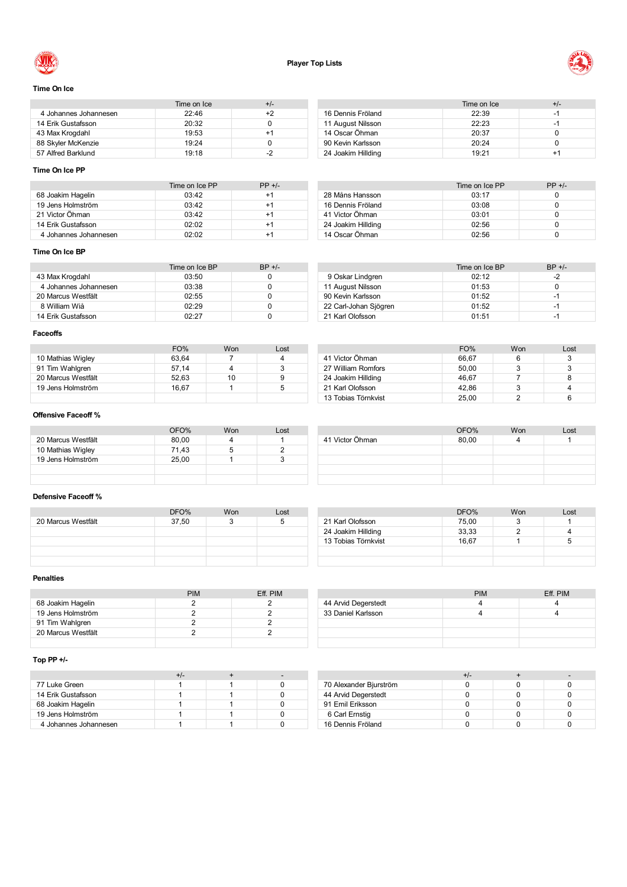# Player Top Lists

## Time On Ice

| | Time on Ice | +/- |
|---|---|---|
| 4 Johannes Johannesen | 22:46 | +2 |
| 14 Erik Gustafsson | 20:32 | 0 |
| 43 Max Krogdahl | 19:53 | +1 |
| 88 Skyler McKenzie | 19:24 | 0 |
| 57 Alfred Barklund | 19:18 | -2 |

| | Time on Ice | +/- |
|---|---|---|
| 16 Dennis Fröland | 22:39 | -1 |
| 11 August Nilsson | 22:23 | -1 |
| 14 Oscar Öhman | 20:37 | 0 |
| 90 Kevin Karlsson | 20:24 | 0 |
| 24 Joakim Hillding | 19:21 | +1 |

## Time On Ice PP

| | Time on Ice PP | PP +/- |
|---|---|---|
| 68 Joakim Hagelin | 03:42 | +1 |
| 19 Jens Holmström | 03:42 | +1 |
| 21 Victor Öhman | 03:42 | +1 |
| 14 Erik Gustafsson | 02:02 | +1 |
| 4 Johannes Johannesen | 02:02 | +1 |

| | Time on Ice PP | PP +/- |
|---|---|---|
| 28 Måns Hansson | 03:17 | 0 |
| 16 Dennis Fröland | 03:08 | 0 |
| 41 Victor Öhman | 03:01 | 0 |
| 24 Joakim Hillding | 02:56 | 0 |
| 14 Oscar Öhman | 02:56 | 0 |

## Time On Ice BP

| | Time on Ice BP | BP +/- |
|---|---|---|
| 43 Max Krogdahl | 03:50 | 0 |
| 4 Johannes Johannesen | 03:38 | 0 |
| 20 Marcus Westfält | 02:55 | 0 |
| 8 William Wiå | 02:29 | 0 |
| 14 Erik Gustafsson | 02:27 | 0 |

| | Time on Ice BP | BP +/- |
|---|---|---|
| 9 Oskar Lindgren | 02:12 | -2 |
| 11 August Nilsson | 01:53 | 0 |
| 90 Kevin Karlsson | 01:52 | -1 |
| 22 Carl-Johan Sjögren | 01:52 | -1 |
| 21 Karl Olofsson | 01:51 | -1 |

## Faceoffs

| | FO% | Won | Lost |
|---|---|---|---|
| 10 Mathias Wigley | 63,64 | 7 | 4 |
| 91 Tim Wahlgren | 57,14 | 4 | 3 |
| 20 Marcus Westfält | 52,63 | 10 | 9 |
| 19 Jens Holmström | 16,67 | 1 | 5 |

| | FO% | Won | Lost |
|---|---|---|---|
| 41 Victor Öhman | 66,67 | 6 | 3 |
| 27 William Romfors | 50,00 | 3 | 3 |
| 24 Joakim Hillding | 46,67 | 7 | 8 |
| 21 Karl Olofsson | 42,86 | 3 | 4 |
| 13 Tobias Törnkvist | 25,00 | 2 | 6 |

## Offensive Faceoff %

| | OFO% | Won | Lost |
|---|---|---|---|
| 20 Marcus Westfält | 80,00 | 4 | 1 |
| 10 Mathias Wigley | 71,43 | 5 | 2 |
| 19 Jens Holmström | 25,00 | 1 | 3 |

| | OFO% | Won | Lost |
|---|---|---|---|
| 41 Victor Öhman | 80,00 | 4 | 1 |

## Defensive Faceoff %

| | DFO% | Won | Lost |
|---|---|---|---|
| 20 Marcus Westfält | 37,50 | 3 | 5 |

| | DFO% | Won | Lost |
|---|---|---|---|
| 21 Karl Olofsson | 75,00 | 3 | 1 |
| 24 Joakim Hillding | 33,33 | 2 | 4 |
| 13 Tobias Törnkvist | 16,67 | 1 | 5 |

## Penalties

| | PIM | Eff. PIM |
|---|---|---|
| 68 Joakim Hagelin | 2 | 2 |
| 19 Jens Holmström | 2 | 2 |
| 91 Tim Wahlgren | 2 | 2 |
| 20 Marcus Westfält | 2 | 2 |

| | PIM | Eff. PIM |
|---|---|---|
| 44 Arvid Degerstedt | 4 | 4 |
| 33 Daniel Karlsson | 4 | 4 |

## Top PP +/-

| | +/- | + | - |
|---|---|---|---|
| 77 Luke Green | 1 | 1 | 0 |
| 14 Erik Gustafsson | 1 | 1 | 0 |
| 68 Joakim Hagelin | 1 | 1 | 0 |
| 19 Jens Holmström | 1 | 1 | 0 |
| 4 Johannes Johannesen | 1 | 1 | 0 |

| | +/- | + | - |
|---|---|---|---|
| 70 Alexander Bjurström | 0 | 0 | 0 |
| 44 Arvid Degerstedt | 0 | 0 | 0 |
| 91 Emil Eriksson | 0 | 0 | 0 |
| 6 Carl Ernstig | 0 | 0 | 0 |
| 16 Dennis Fröland | 0 | 0 | 0 |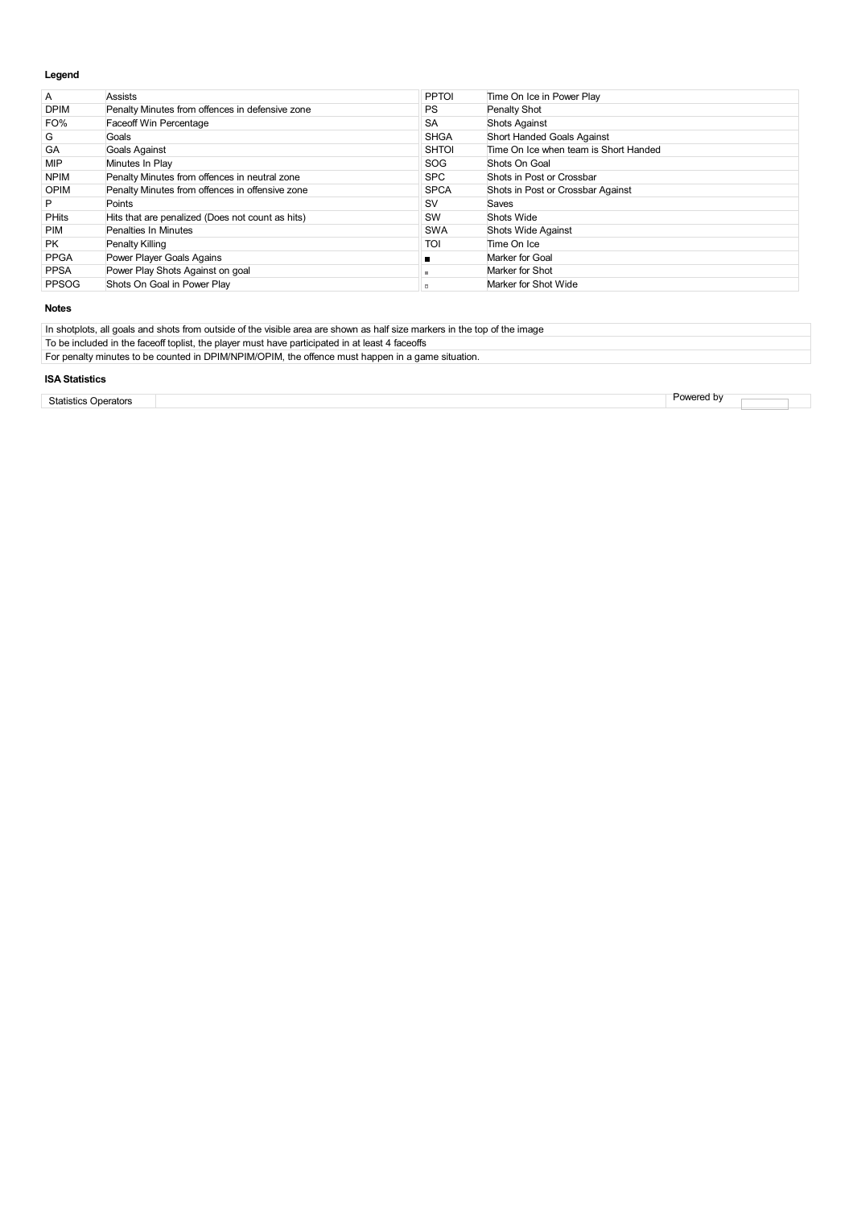**Legend**

| | | | |
|---|---|---|---|
| A | Assists | PPTOI | Time On Ice in Power Play |
| DPIM | Penalty Minutes from offences in defensive zone | PS | Penalty Shot |
| FO% | Faceoff Win Percentage | SA | Shots Against |
| G | Goals | SHGA | Short Handed Goals Against |
| GA | Goals Against | SHTOI | Time On Ice when team is Short Handed |
| MIP | Minutes In Play | SOG | Shots On Goal |
| NPIM | Penalty Minutes from offences in neutral zone | SPC | Shots in Post or Crossbar |
| OPIM | Penalty Minutes from offences in offensive zone | SPCA | Shots in Post or Crossbar Against |
| P | Points | SV | Saves |
| PHits | Hits that are penalized (Does not count as hits) | SW | Shots Wide |
| PIM | Penalties In Minutes | SWA | Shots Wide Against |
| PK | Penalty Killing | TOI | Time On Ice |
| PPGA | Power Player Goals Agains | ■ | Marker for Goal |
| PPSA | Power Play Shots Against on goal | ▫ | Marker for Shot |
| PPSOG | Shots On Goal in Power Play | ▫ | Marker for Shot Wide |

**Notes**

| |
|---|
| In shotplots, all goals and shots from outside of the visible area are shown as half size markers in the top of the image |
| To be included in the faceoff toplist, the player must have participated in at least 4 faceoffs |
| For penalty minutes to be counted in DPIM/NPIM/OPIM, the offence must happen in a game situation. |

**ISA Statistics**

| | | |
|---|---|---|
| Statistics Operators | | Powered by |